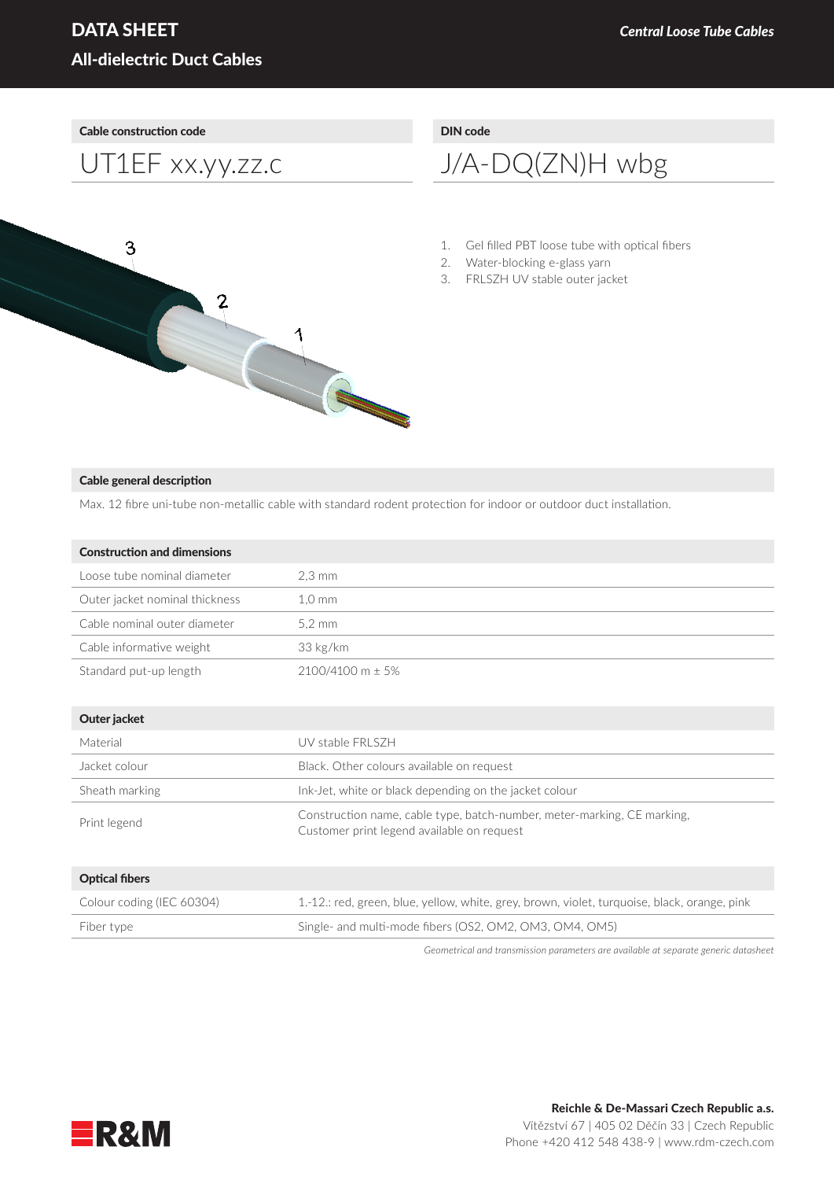# DATA SHEET

## All-dielectric Duct Cables

*Central Loose Tube Cables*

| Cable construction code | DIN code |
| --- | --- |
| UT1EF xx.yy.zz.c | J/A-DQ(ZN)H wbg |

1. Gel filled PBT loose tube with optical fibers
2. Water-blocking e-glass yarn
3. FRLSZH UV stable outer jacket

### Cable general description

Max. 12 fibre uni-tube non-metallic cable with standard rodent protection for indoor or outdoor duct installation.

| Construction and dimensions | |
| --- | --- |
| Loose tube nominal diameter | 2,3 mm |
| Outer jacket nominal thickness | 1,0 mm |
| Cable nominal outer diameter | 5,2 mm |
| Cable informative weight | 33 kg/km |
| Standard put-up length | 2100/4100 m ± 5% |

| Outer jacket | |
| --- | --- |
| Material | UV stable FRLSZH |
| Jacket colour | Black. Other colours available on request |
| Sheath marking | Ink-Jet, white or black depending on the jacket colour |
| Print legend | Construction name, cable type, batch-number, meter-marking, CE marking, Customer print legend available on request |

| Optical fibers | |
| --- | --- |
| Colour coding (IEC 60304) | 1.-12.: red, green, blue, yellow, white, grey, brown, violet, turquoise, black, orange, pink |
| Fiber type | Single- and multi-mode fibers (OS2, OM2, OM3, OM4, OM5) |

*Geometrical and transmission parameters are available at separate generic datasheet*

**Reichle & De-Massari Czech Republic a.s.**
Vítězství 67 | 405 02 Děčín 33 | Czech Republic
Phone +420 412 548 438-9 | www.rdm-czech.com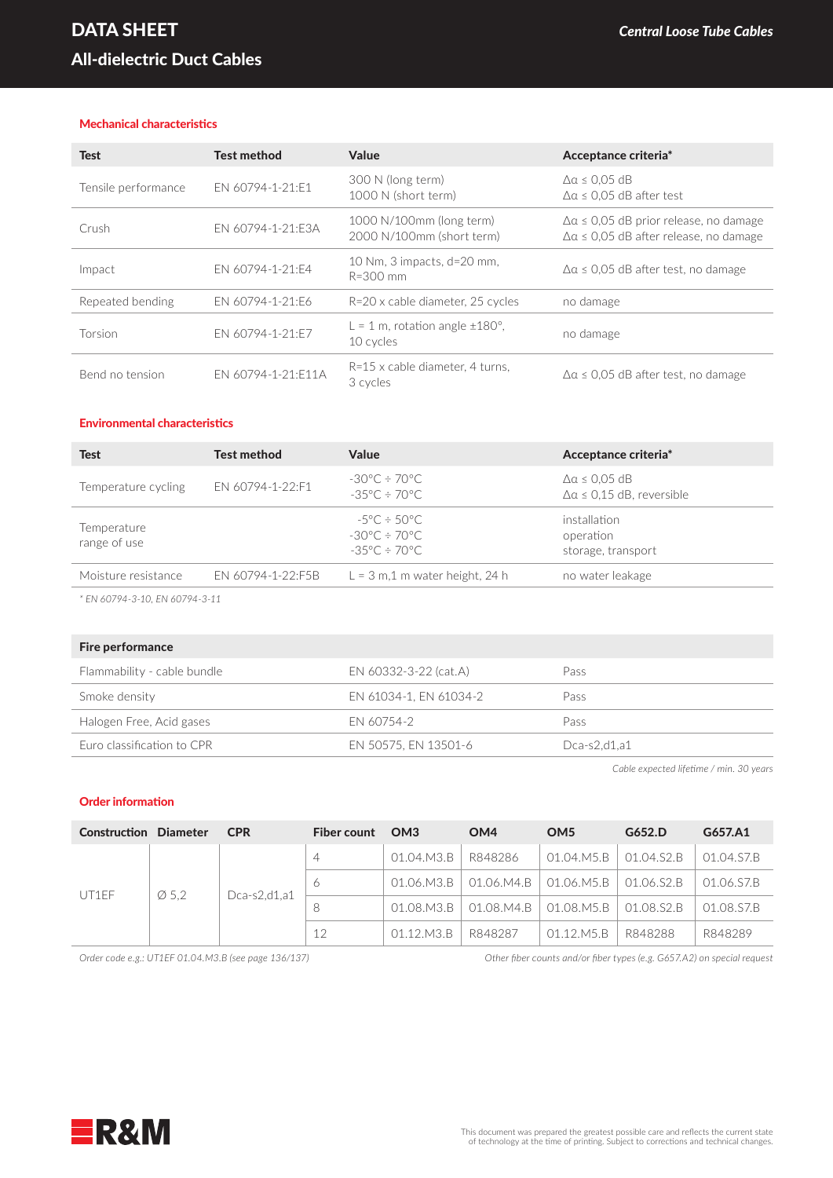# DATA SHEET

## All-dielectric Duct Cables

*Central Loose Tube Cables*

### Mechanical characteristics

| Test | Test method | Value | Acceptance criteria* |
|---|---|---|---|
| Tensile performance | EN 60794-1-21:E1 | 300 N (long term)<br>1000 N (short term) | Δα ≤ 0,05 dB<br>Δα ≤ 0,05 dB after test |
| Crush | EN 60794-1-21:E3A | 1000 N/100mm (long term)<br>2000 N/100mm (short term) | Δα ≤ 0,05 dB prior release, no damage<br>Δα ≤ 0,05 dB after release, no damage |
| Impact | EN 60794-1-21:E4 | 10 Nm, 3 impacts, d=20 mm, R=300 mm | Δα ≤ 0,05 dB after test, no damage |
| Repeated bending | EN 60794-1-21:E6 | R=20 x cable diameter, 25 cycles | no damage |
| Torsion | EN 60794-1-21:E7 | L = 1 m, rotation angle ±180°, 10 cycles | no damage |
| Bend no tension | EN 60794-1-21:E11A | R=15 x cable diameter, 4 turns, 3 cycles | Δα ≤ 0,05 dB after test, no damage |

### Environmental characteristics

| Test | Test method | Value | Acceptance criteria* |
|---|---|---|---|
| Temperature cycling | EN 60794-1-22:F1 | -30°C ÷ 70°C<br>-35°C ÷ 70°C | Δα ≤ 0,05 dB<br>Δα ≤ 0,15 dB, reversible |
| Temperature range of use | | -5°C ÷ 50°C<br>-30°C ÷ 70°C<br>-35°C ÷ 70°C | installation<br>operation<br>storage, transport |
| Moisture resistance | EN 60794-1-22:F5B | L = 3 m,1 m water height, 24 h | no water leakage |

*\* EN 60794-3-10, EN 60794-3-11*

| Fire performance | | |
|---|---|---|
| Flammability - cable bundle | EN 60332-3-22 (cat.A) | Pass |
| Smoke density | EN 61034-1, EN 61034-2 | Pass |
| Halogen Free, Acid gases | EN 60754-2 | Pass |
| Euro classification to CPR | EN 50575, EN 13501-6 | Dca-s2,d1,a1 |

*Cable expected lifetime / min. 30 years*

### Order information

| Construction | Diameter | CPR | Fiber count | OM3 | OM4 | OM5 | G652.D | G657.A1 |
|---|---|---|---|---|---|---|---|---|
| UT1EF | Ø 5,2 | Dca-s2,d1,a1 | 4 | 01.04.M3.B | R848286 | 01.04.M5.B | 01.04.S2.B | 01.04.S7.B |
| | | | 6 | 01.06.M3.B | 01.06.M4.B | 01.06.M5.B | 01.06.S2.B | 01.06.S7.B |
| | | | 8 | 01.08.M3.B | 01.08.M4.B | 01.08.M5.B | 01.08.S2.B | 01.08.S7.B |
| | | | 12 | 01.12.M3.B | R848287 | 01.12.M5.B | R848288 | R848289 |

*Order code e.g.: UT1EF 01.04.M3.B (see page 136/137)*

*Other fiber counts and/or fiber types (e.g. G657.A2) on special request*

R&M

This document was prepared the greatest possible care and reflects the current state of technology at the time of printing. Subject to corrections and technical changes.